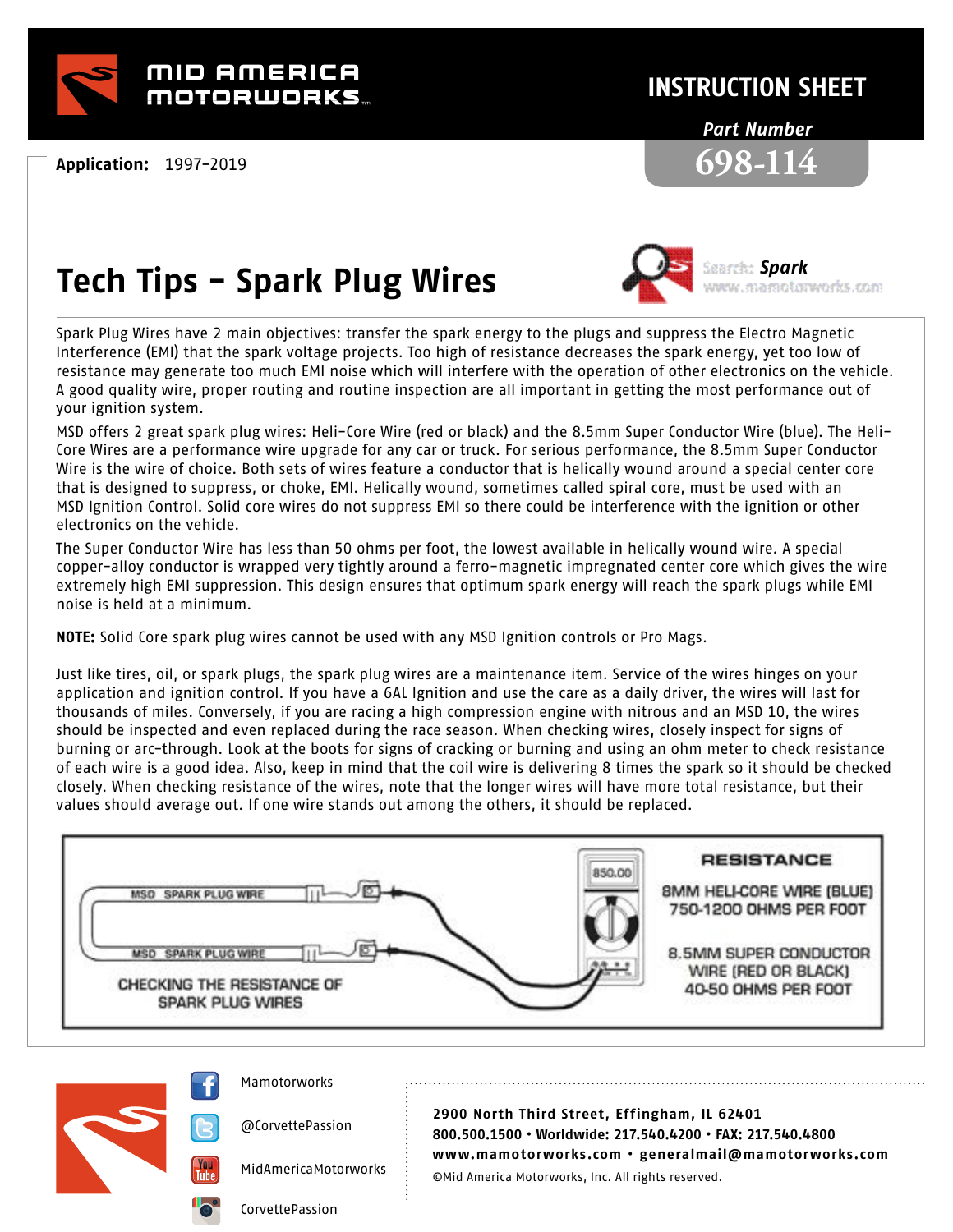# Mid America Motorworks

## INSTRUCTION SHEET

**Part Number**

**698-114**

**Application:** 1997-2019

# Tech Tips - Spark Plug Wires

Search: ***Spark***
www.mamotorworks.com

Spark Plug Wires have 2 main objectives: transfer the spark energy to the plugs and suppress the Electro Magnetic Interference (EMI) that the spark voltage projects. Too high of resistance decreases the spark energy, yet too low of resistance may generate too much EMI noise which will interfere with the operation of other electronics on the vehicle. A good quality wire, proper routing and routine inspection are all important in getting the most performance out of your ignition system.

MSD offers 2 great spark plug wires: Heli-Core Wire (red or black) and the 8.5mm Super Conductor Wire (blue). The Heli-Core Wires are a performance wire upgrade for any car or truck. For serious performance, the 8.5mm Super Conductor Wire is the wire of choice. Both sets of wires feature a conductor that is helically wound around a special center core that is designed to suppress, or choke, EMI. Helically wound, sometimes called spiral core, must be used with an MSD Ignition Control. Solid core wires do not suppress EMI so there could be interference with the ignition or other electronics on the vehicle.

The Super Conductor Wire has less than 50 ohms per foot, the lowest available in helically wound wire. A special copper-alloy conductor is wrapped very tightly around a ferro-magnetic impregnated center core which gives the wire extremely high EMI suppression. This design ensures that optimum spark energy will reach the spark plugs while EMI noise is held at a minimum.

**NOTE:** Solid Core spark plug wires cannot be used with any MSD Ignition controls or Pro Mags.

Just like tires, oil, or spark plugs, the spark plug wires are a maintenance item. Service of the wires hinges on your application and ignition control. If you have a 6AL Ignition and use the care as a daily driver, the wires will last for thousands of miles. Conversely, if you are racing a high compression engine with nitrous and an MSD 10, the wires should be inspected and even replaced during the race season. When checking wires, closely inspect for signs of burning or arc-through. Look at the boots for signs of cracking or burning and using an ohm meter to check resistance of each wire is a good idea. Also, keep in mind that the coil wire is delivering 8 times the spark so it should be checked closely. When checking resistance of the wires, note that the longer wires will have more total resistance, but their values should average out. If one wire stands out among the others, it should be replaced.

MSD SPARK PLUG WIRE

MSD SPARK PLUG WIRE

850.00

CHECKING THE RESISTANCE OF SPARK PLUG WIRES

**RESISTANCE**

8MM HELI-CORE WIRE (BLUE)
750-1200 OHMS PER FOOT

8.5MM SUPER CONDUCTOR WIRE (RED OR BLACK)
40-50 OHMS PER FOOT

Mamotorworks
@CorvettePassion
MidAmericaMotorworks
CorvettePassion

**2900 North Third Street, Effingham, IL 62401**
**800.500.1500 • Worldwide: 217.540.4200 • FAX: 217.540.4800**
**www.mamotorworks.com • generalmail@mamotorworks.com**
©Mid America Motorworks, Inc. All rights reserved.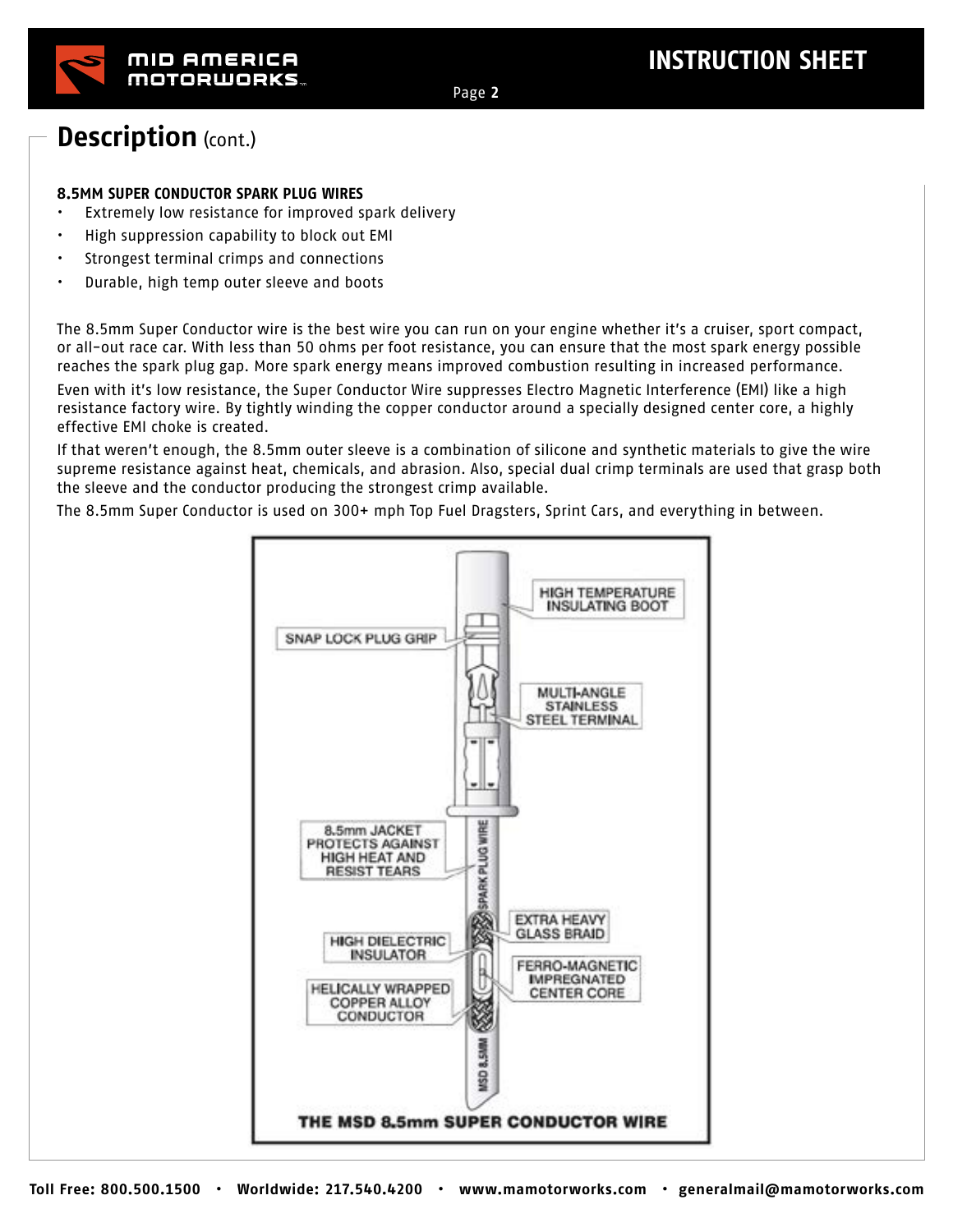# Description (cont.)

**8.5MM SUPER CONDUCTOR SPARK PLUG WIRES**

- Extremely low resistance for improved spark delivery
- High suppression capability to block out EMI
- Strongest terminal crimps and connections
- Durable, high temp outer sleeve and boots

The 8.5mm Super Conductor wire is the best wire you can run on your engine whether it's a cruiser, sport compact, or all-out race car. With less than 50 ohms per foot resistance, you can ensure that the most spark energy possible reaches the spark plug gap. More spark energy means improved combustion resulting in increased performance.

Even with it's low resistance, the Super Conductor Wire suppresses Electro Magnetic Interference (EMI) like a high resistance factory wire. By tightly winding the copper conductor around a specially designed center core, a highly effective EMI choke is created.

If that weren't enough, the 8.5mm outer sleeve is a combination of silicone and synthetic materials to give the wire supreme resistance against heat, chemicals, and abrasion. Also, special dual crimp terminals are used that grasp both the sleeve and the conductor producing the strongest crimp available.

The 8.5mm Super Conductor is used on 300+ mph Top Fuel Dragsters, Sprint Cars, and everything in between.

HIGH TEMPERATURE INSULATING BOOT

SNAP LOCK PLUG GRIP

MULTI-ANGLE STAINLESS STEEL TERMINAL

8.5mm JACKET PROTECTS AGAINST HIGH HEAT AND RESIST TEARS

SPARK PLUG WIRE

EXTRA HEAVY GLASS BRAID

HIGH DIELECTRIC INSULATOR

FERRO-MAGNETIC IMPREGNATED CENTER CORE

HELICALLY WRAPPED COPPER ALLOY CONDUCTOR

MSD 8.5MM

THE MSD 8.5mm SUPER CONDUCTOR WIRE